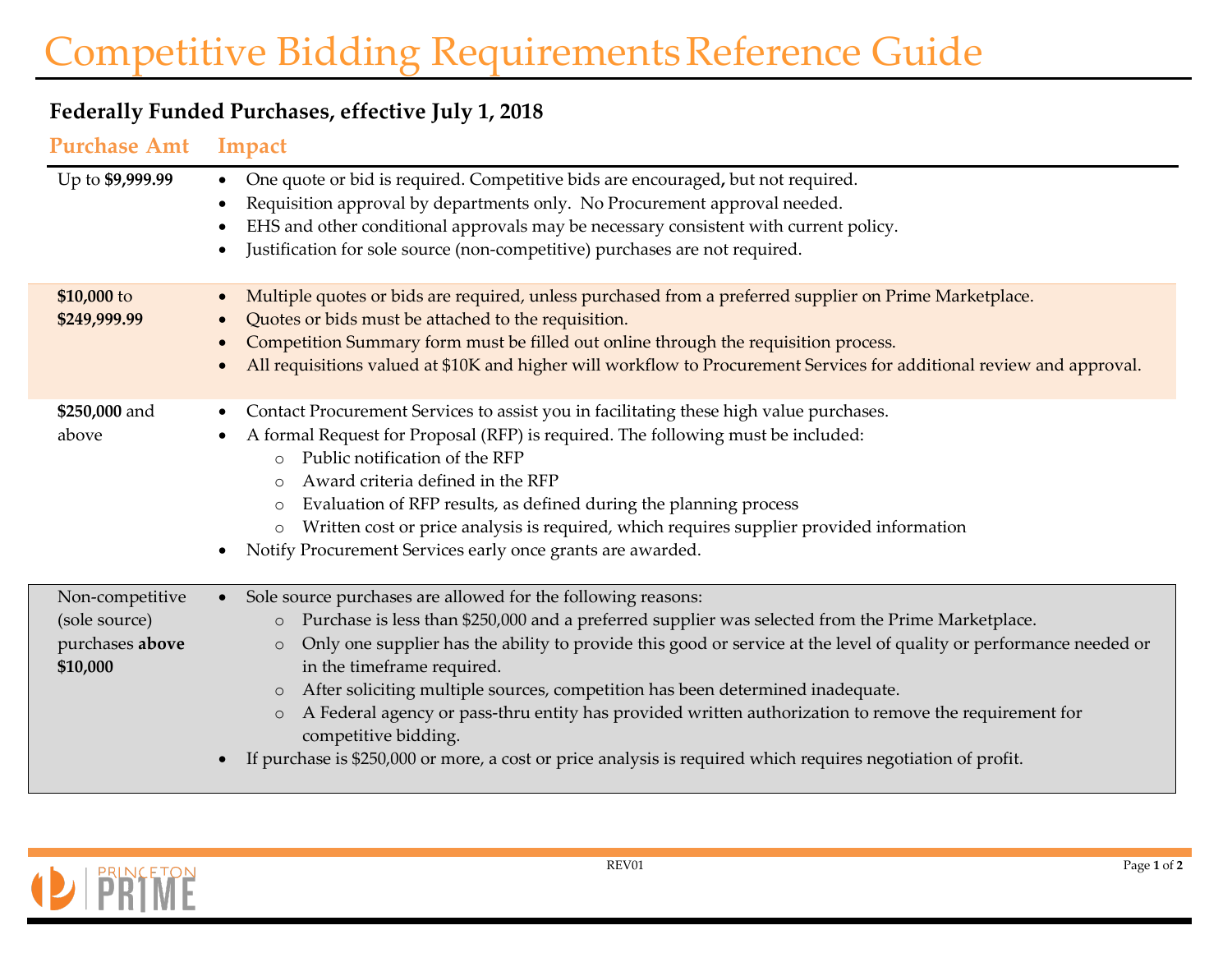# Competitive Bidding Requirements Reference Guide

## Federally Funded Purchases, effective July 1, 2018

| Purchase Amt | Impact |
| --- | --- |
| Up to **$9,999.99** | • One quote or bid is required. Competitive bids are encouraged, but not required.<br>• Requisition approval by departments only. No Procurement approval needed.<br>• EHS and other conditional approvals may be necessary consistent with current policy.<br>• Justification for sole source (non-competitive) purchases are not required. |
| **$10,000** to **$249,999.99** | • Multiple quotes or bids are required, unless purchased from a preferred supplier on Prime Marketplace.<br>• Quotes or bids must be attached to the requisition.<br>• Competition Summary form must be filled out online through the requisition process.<br>• All requisitions valued at $10K and higher will workflow to Procurement Services for additional review and approval. |
| **$250,000** and above | • Contact Procurement Services to assist you in facilitating these high value purchases.<br>• A formal Request for Proposal (RFP) is required. The following must be included:<br>&nbsp;&nbsp;&nbsp;&nbsp;o Public notification of the RFP<br>&nbsp;&nbsp;&nbsp;&nbsp;o Award criteria defined in the RFP<br>&nbsp;&nbsp;&nbsp;&nbsp;o Evaluation of RFP results, as defined during the planning process<br>&nbsp;&nbsp;&nbsp;&nbsp;o Written cost or price analysis is required, which requires supplier provided information<br>• Notify Procurement Services early once grants are awarded. |
| Non-competitive (sole source) purchases **above $10,000** | • Sole source purchases are allowed for the following reasons:<br>&nbsp;&nbsp;&nbsp;&nbsp;o Purchase is less than $250,000 and a preferred supplier was selected from the Prime Marketplace.<br>&nbsp;&nbsp;&nbsp;&nbsp;o Only one supplier has the ability to provide this good or service at the level of quality or performance needed or in the timeframe required.<br>&nbsp;&nbsp;&nbsp;&nbsp;o After soliciting multiple sources, competition has been determined inadequate.<br>&nbsp;&nbsp;&nbsp;&nbsp;o A Federal agency or pass-thru entity has provided written authorization to remove the requirement for competitive bidding.<br>• If purchase is $250,000 or more, a cost or price analysis is required which requires negotiation of profit. |

REV01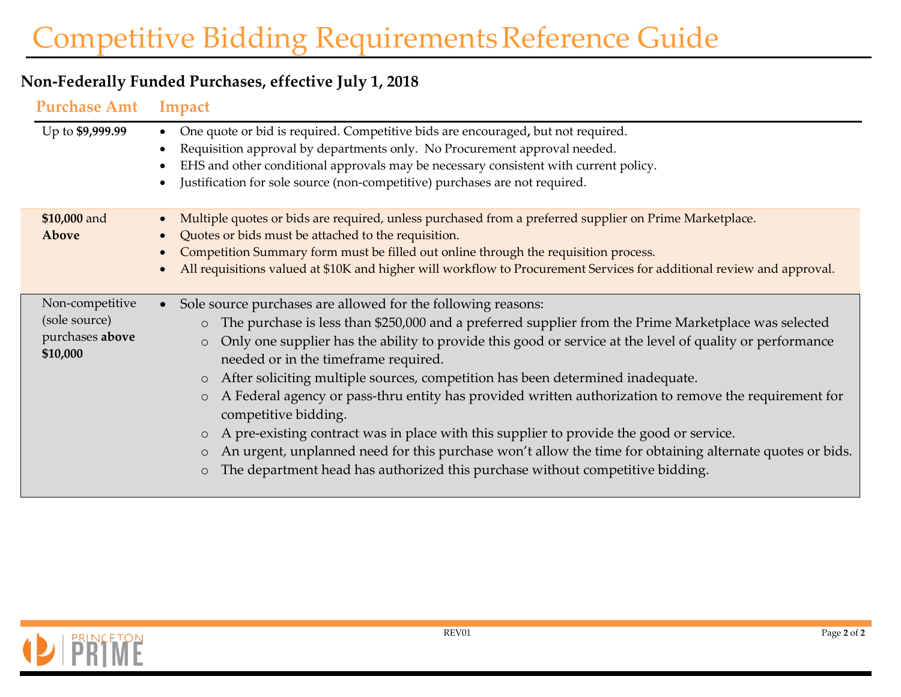# Competitive Bidding Requirements Reference Guide

## Non-Federally Funded Purchases, effective July 1, 2018

| Purchase Amt | Impact |
|---|---|
| Up to **$9,999.99** | • One quote or bid is required. Competitive bids are encouraged, but not required.<br>• Requisition approval by departments only. No Procurement approval needed.<br>• EHS and other conditional approvals may be necessary consistent with current policy.<br>• Justification for sole source (non-competitive) purchases are not required. |
| **$10,000** and **Above** | • Multiple quotes or bids are required, unless purchased from a preferred supplier on Prime Marketplace.<br>• Quotes or bids must be attached to the requisition.<br>• Competition Summary form must be filled out online through the requisition process.<br>• All requisitions valued at $10K and higher will workflow to Procurement Services for additional review and approval. |
| Non-competitive (sole source) purchases **above $10,000** | • Sole source purchases are allowed for the following reasons:<br>  ○ The purchase is less than $250,000 and a preferred supplier from the Prime Marketplace was selected<br>  ○ Only one supplier has the ability to provide this good or service at the level of quality or performance needed or in the timeframe required.<br>  ○ After soliciting multiple sources, competition has been determined inadequate.<br>  ○ A Federal agency or pass-thru entity has provided written authorization to remove the requirement for competitive bidding.<br>  ○ A pre-existing contract was in place with this supplier to provide the good or service.<br>  ○ An urgent, unplanned need for this purchase won't allow the time for obtaining alternate quotes or bids.<br>  ○ The department head has authorized this purchase without competitive bidding. |

REV01